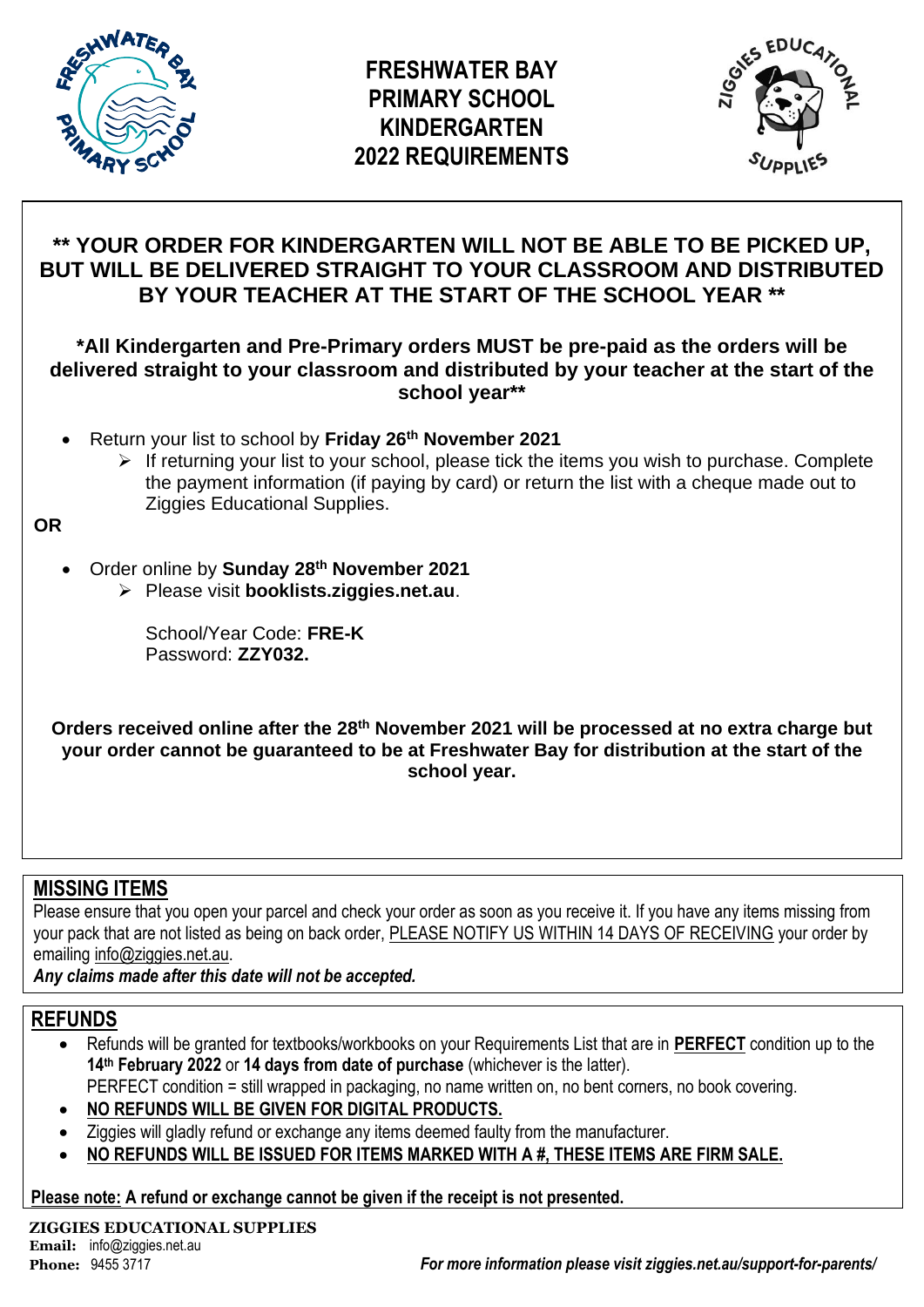# FRESHWATER BAY PRIMARY SCHOOL KINDERGARTEN 2022 REQUIREMENTS

**\*\* YOUR ORDER FOR KINDERGARTEN WILL NOT BE ABLE TO BE PICKED UP, BUT WILL BE DELIVERED STRAIGHT TO YOUR CLASSROOM AND DISTRIBUTED BY YOUR TEACHER AT THE START OF THE SCHOOL YEAR \*\***

**\*All Kindergarten and Pre-Primary orders MUST be pre-paid as the orders will be delivered straight to your classroom and distributed by your teacher at the start of the school year\*\***

- Return your list to school by **Friday 26th November 2021**
  - If returning your list to your school, please tick the items you wish to purchase. Complete the payment information (if paying by card) or return the list with a cheque made out to Ziggies Educational Supplies.

**OR**

- Order online by **Sunday 28th November 2021**
  - Please visit **booklists.ziggies.net.au**.

    School/Year Code: **FRE-K**
    Password: **ZZY032.**

**Orders received online after the 28th November 2021 will be processed at no extra charge but your order cannot be guaranteed to be at Freshwater Bay for distribution at the start of the school year.**

## MISSING ITEMS

Please ensure that you open your parcel and check your order as soon as you receive it. If you have any items missing from your pack that are not listed as being on back order, PLEASE NOTIFY US WITHIN 14 DAYS OF RECEIVING your order by emailing info@ziggies.net.au.

***Any claims made after this date will not be accepted.***

## REFUNDS

- Refunds will be granted for textbooks/workbooks on your Requirements List that are in **PERFECT** condition up to the **14th February 2022** or **14 days from date of purchase** (whichever is the latter).
  PERFECT condition = still wrapped in packaging, no name written on, no bent corners, no book covering.
- **NO REFUNDS WILL BE GIVEN FOR DIGITAL PRODUCTS.**
- Ziggies will gladly refund or exchange any items deemed faulty from the manufacturer.
- **NO REFUNDS WILL BE ISSUED FOR ITEMS MARKED WITH A #, THESE ITEMS ARE FIRM SALE.**

**Please note: A refund or exchange cannot be given if the receipt is not presented.**

**ZIGGIES EDUCATIONAL SUPPLIES**
**Email:** info@ziggies.net.au
**Phone:** 9455 3717

***For more information please visit ziggies.net.au/support-for-parents/***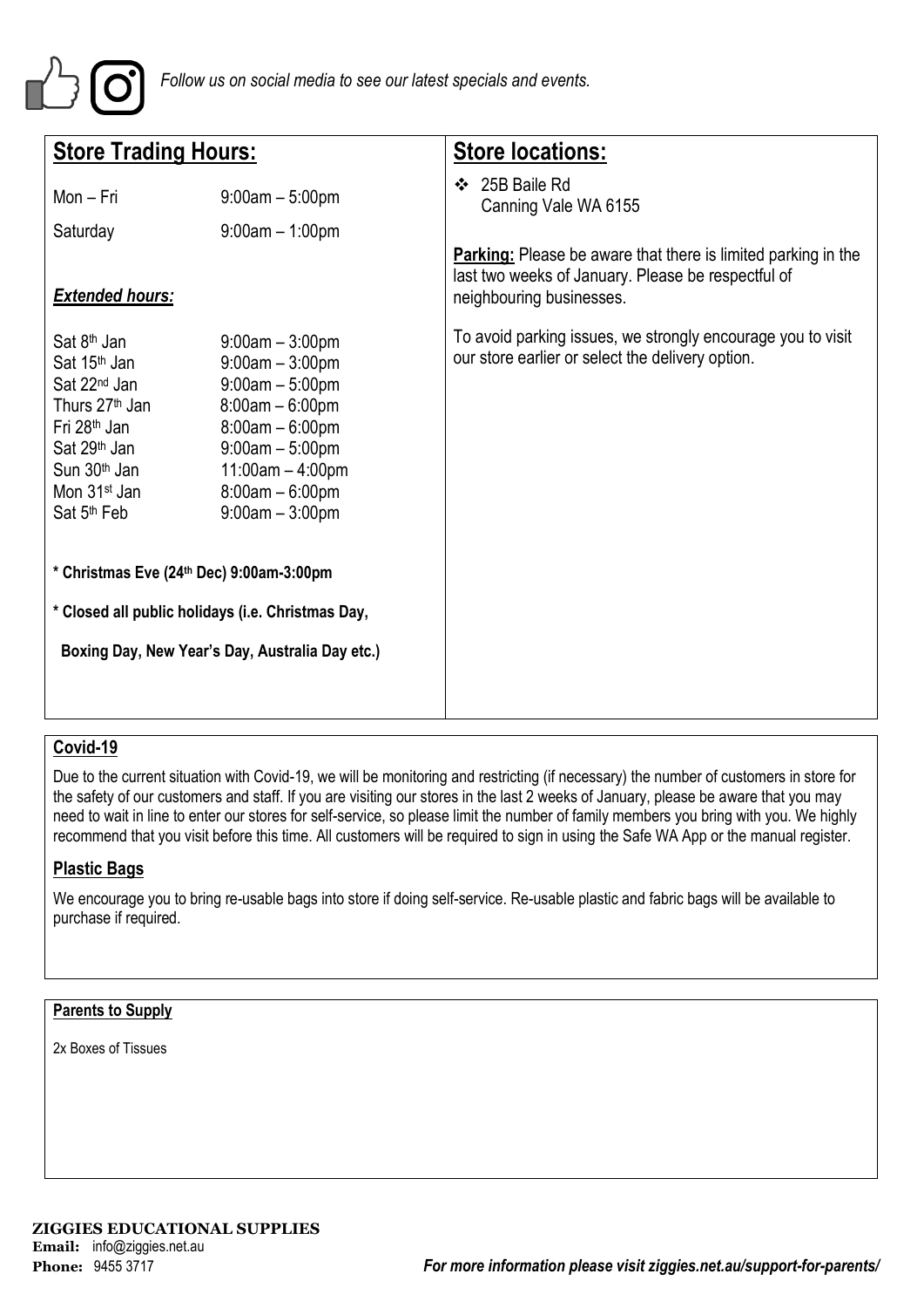*Follow us on social media to see our latest specials and events.*

## Store Trading Hours:

| Day | Hours |
|---|---|
| Mon – Fri | 9:00am – 5:00pm |
| Saturday | 9:00am – 1:00pm |

### *Extended hours:*

| Day | Hours |
|---|---|
| Sat 8th Jan | 9:00am – 3:00pm |
| Sat 15th Jan | 9:00am – 3:00pm |
| Sat 22nd Jan | 9:00am – 5:00pm |
| Thurs 27th Jan | 8:00am – 6:00pm |
| Fri 28th Jan | 8:00am – 6:00pm |
| Sat 29th Jan | 9:00am – 5:00pm |
| Sun 30th Jan | 11:00am – 4:00pm |
| Mon 31st Jan | 8:00am – 6:00pm |
| Sat 5th Feb | 9:00am – 3:00pm |

**\* Christmas Eve (24th Dec) 9:00am-3:00pm**

**\* Closed all public holidays (i.e. Christmas Day, Boxing Day, New Year's Day, Australia Day etc.)**

## Store locations:

- 25B Baile Rd
  Canning Vale WA 6155

**Parking:** Please be aware that there is limited parking in the last two weeks of January. Please be respectful of neighbouring businesses.

To avoid parking issues, we strongly encourage you to visit our store earlier or select the delivery option.

## Covid-19

Due to the current situation with Covid-19, we will be monitoring and restricting (if necessary) the number of customers in store for the safety of our customers and staff. If you are visiting our stores in the last 2 weeks of January, please be aware that you may need to wait in line to enter our stores for self-service, so please limit the number of family members you bring with you. We highly recommend that you visit before this time. All customers will be required to sign in using the Safe WA App or the manual register.

## Plastic Bags

We encourage you to bring re-usable bags into store if doing self-service. Re-usable plastic and fabric bags will be available to purchase if required.

## Parents to Supply

2x Boxes of Tissues

**ZIGGIES EDUCATIONAL SUPPLIES**
**Email:** info@ziggies.net.au
**Phone:** 9455 3717

***For more information please visit ziggies.net.au/support-for-parents/***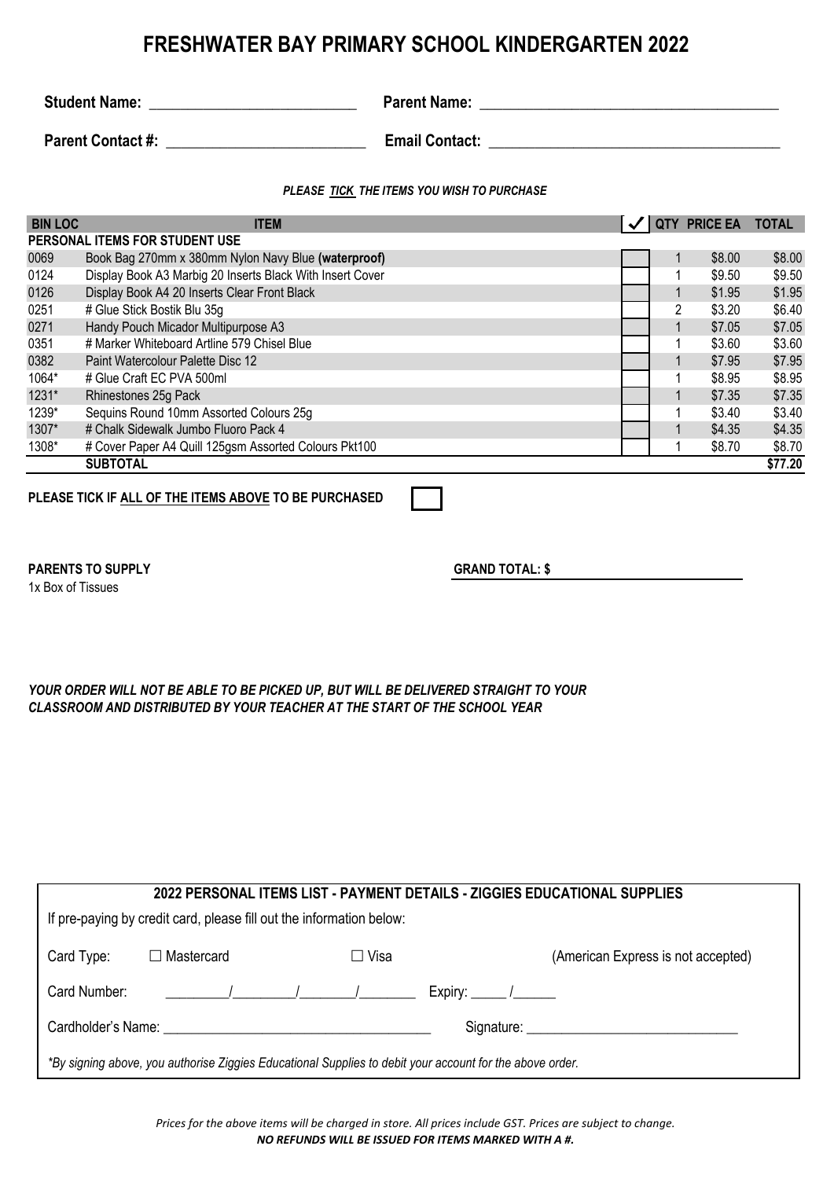# FRESHWATER BAY PRIMARY SCHOOL KINDERGARTEN 2022

**Student Name:** ___________________________ **Parent Name:** _______________________________________

**Parent Contact #:** __________________________ **Email Contact:** ____________________________________

***PLEASE TICK THE ITEMS YOU WISH TO PURCHASE***

| BIN LOC | ITEM | ✓ | QTY | PRICE EA | TOTAL |
|---|---|---|---|---|---|
| **PERSONAL ITEMS FOR STUDENT USE** | | | | | |
| 0069 | Book Bag 270mm x 380mm Nylon Navy Blue **(waterproof)** | | 1 | $8.00 | $8.00 |
| 0124 | Display Book A3 Marbig 20 Inserts Black With Insert Cover | | 1 | $9.50 | $9.50 |
| 0126 | Display Book A4 20 Inserts Clear Front Black | | 1 | $1.95 | $1.95 |
| 0251 | # Glue Stick Bostik Blu 35g | | 2 | $3.20 | $6.40 |
| 0271 | Handy Pouch Micador Multipurpose A3 | | 1 | $7.05 | $7.05 |
| 0351 | # Marker Whiteboard Artline 579 Chisel Blue | | 1 | $3.60 | $3.60 |
| 0382 | Paint Watercolour Palette Disc 12 | | 1 | $7.95 | $7.95 |
| 1064* | # Glue Craft EC PVA 500ml | | 1 | $8.95 | $8.95 |
| 1231* | Rhinestones 25g Pack | | 1 | $7.35 | $7.35 |
| 1239* | Sequins Round 10mm Assorted Colours 25g | | 1 | $3.40 | $3.40 |
| 1307* | # Chalk Sidewalk Jumbo Fluoro Pack 4 | | 1 | $4.35 | $4.35 |
| 1308* | # Cover Paper A4 Quill 125gsm Assorted Colours Pkt100 | | 1 | $8.70 | $8.70 |
| | **SUBTOTAL** | | | | **$77.20** |

**PLEASE TICK IF ALL OF THE ITEMS ABOVE TO BE PURCHASED** ☐

**PARENTS TO SUPPLY**
1x Box of Tissues

**GRAND TOTAL: $** ______________________

***YOUR ORDER WILL NOT BE ABLE TO BE PICKED UP, BUT WILL BE DELIVERED STRAIGHT TO YOUR CLASSROOM AND DISTRIBUTED BY YOUR TEACHER AT THE START OF THE SCHOOL YEAR***

**2022 PERSONAL ITEMS LIST - PAYMENT DETAILS - ZIGGIES EDUCATIONAL SUPPLIES**

If pre-paying by credit card, please fill out the information below:

Card Type: ☐ Mastercard ☐ Visa (American Express is not accepted)

Card Number: _________/_________/________/________ Expiry: _____ /______

Cardholder's Name: _____________________________________ Signature: _____________________________

*\*By signing above, you authorise Ziggies Educational Supplies to debit your account for the above order.*

*Prices for the above items will be charged in store. All prices include GST. Prices are subject to change.*
***NO REFUNDS WILL BE ISSUED FOR ITEMS MARKED WITH A #.***